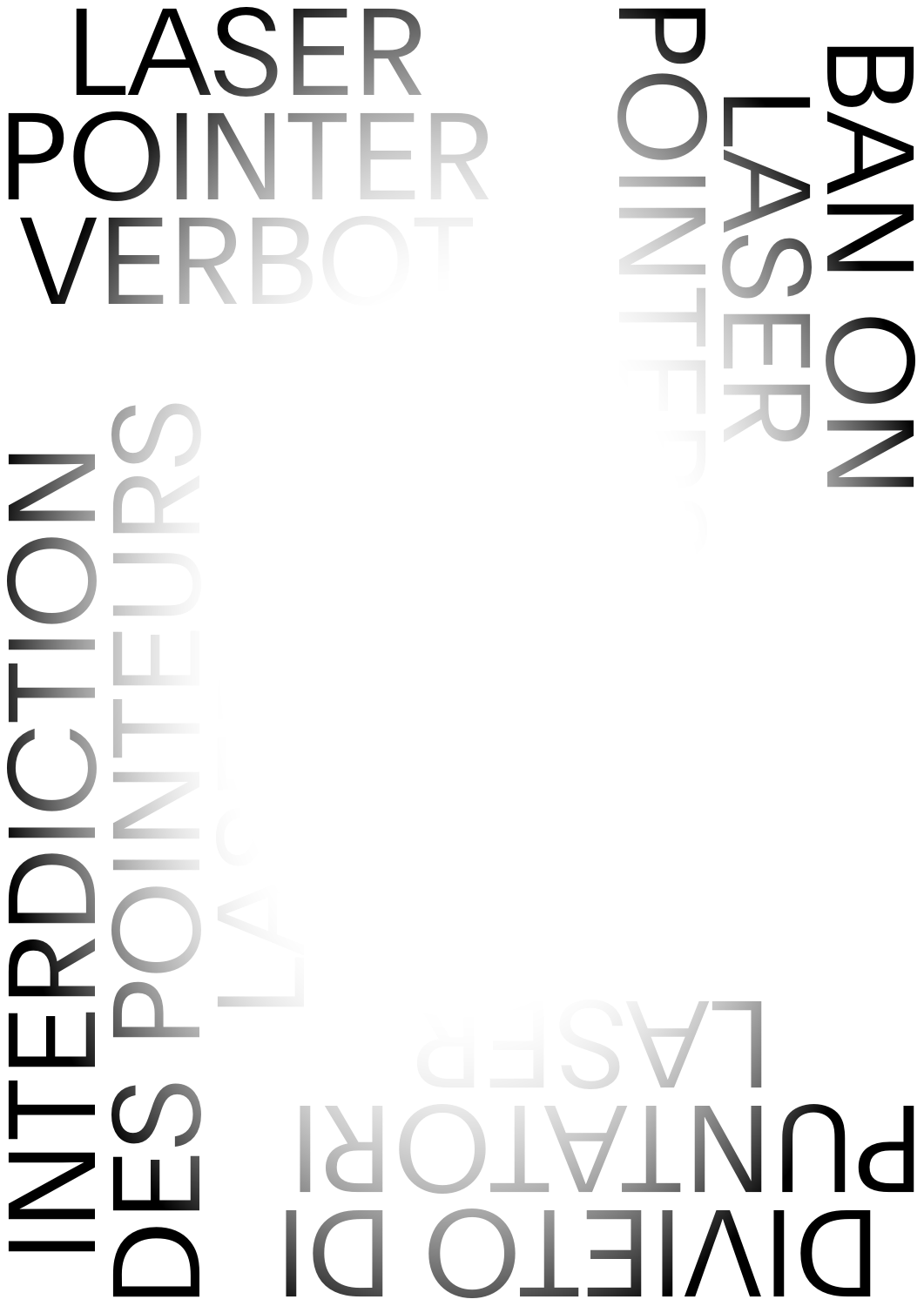LASER POINTER VERBOT

BAN ON LASER POINTERS

INTERDICTION DES POINTEURS LASER

DIVIETO DI PUNTATORI LASER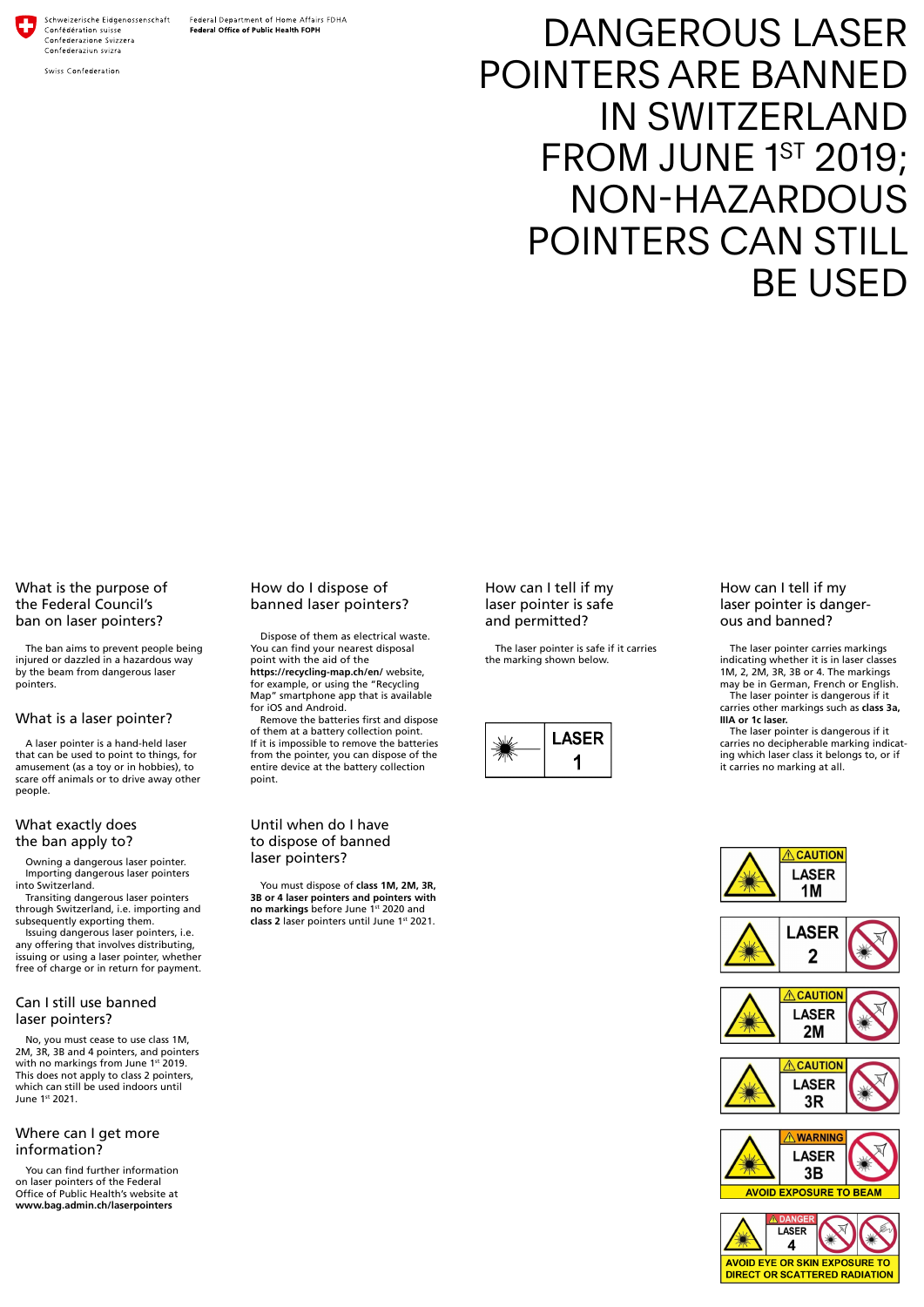Schweizerische Eidgenossenschaft
Confédération suisse
Confederazione Svizzera
Confederaziun svizra

Swiss Confederation

Federal Department of Home Affairs FDHA
**Federal Office of Public Health FOPH**

# DANGEROUS LASER POINTERS ARE BANNED IN SWITZERLAND FROM JUNE 1ST 2019; NON-HAZARDOUS POINTERS CAN STILL BE USED

## What is the purpose of the Federal Council's ban on laser pointers?

The ban aims to prevent people being injured or dazzled in a hazardous way by the beam from dangerous laser pointers.

## What is a laser pointer?

A laser pointer is a hand-held laser that can be used to point to things, for amusement (as a toy or in hobbies), to scare off animals or to drive away other people.

## What exactly does the ban apply to?

Owning a dangerous laser pointer.
Importing dangerous laser pointers into Switzerland.
Transiting dangerous laser pointers through Switzerland, i.e. importing and subsequently exporting them.
Issuing dangerous laser pointers, i.e. any offering that involves distributing, issuing or using a laser pointer, whether free of charge or in return for payment.

## Can I still use banned laser pointers?

No, you must cease to use class 1M, 2M, 3R, 3B and 4 pointers, and pointers with no markings from June 1st 2019. This does not apply to class 2 pointers, which can still be used indoors until June 1st 2021.

## Where can I get more information?

You can find further information on laser pointers of the Federal Office of Public Health's website at **www.bag.admin.ch/laserpointers**

## How do I dispose of banned laser pointers?

Dispose of them as electrical waste. You can find your nearest disposal point with the aid of the **https://recycling-map.ch/en/** website, for example, or using the "Recycling Map" smartphone app that is available for iOS and Android.
Remove the batteries first and dispose of them at a battery collection point. If it is impossible to remove the batteries from the pointer, you can dispose of the entire device at the battery collection point.

## Until when do I have to dispose of banned laser pointers?

You must dispose of **class 1M, 2M, 3R, 3B or 4 laser pointers and pointers with no markings** before June 1st 2020 and **class 2** laser pointers until June 1st 2021.

## How can I tell if my laser pointer is safe and permitted?

The laser pointer is safe if it carries the marking shown below.

LASER 1

## How can I tell if my laser pointer is dangerous and banned?

The laser pointer carries markings indicating whether it is in laser classes 1M, 2, 2M, 3R, 3B or 4. The markings may be in German, French or English.
The laser pointer is dangerous if it carries other markings such as **class 3a, IIIA or 1c laser.**
The laser pointer is dangerous if it carries no decipherable marking indicating which laser class it belongs to, or if it carries no marking at all.

CAUTION LASER 1M

LASER 2

CAUTION LASER 2M

CAUTION LASER 3R

WARNING LASER 3B AVOID EXPOSURE TO BEAM

DANGER LASER 4 AVOID EYE OR SKIN EXPOSURE TO DIRECT OR SCATTERED RADIATION